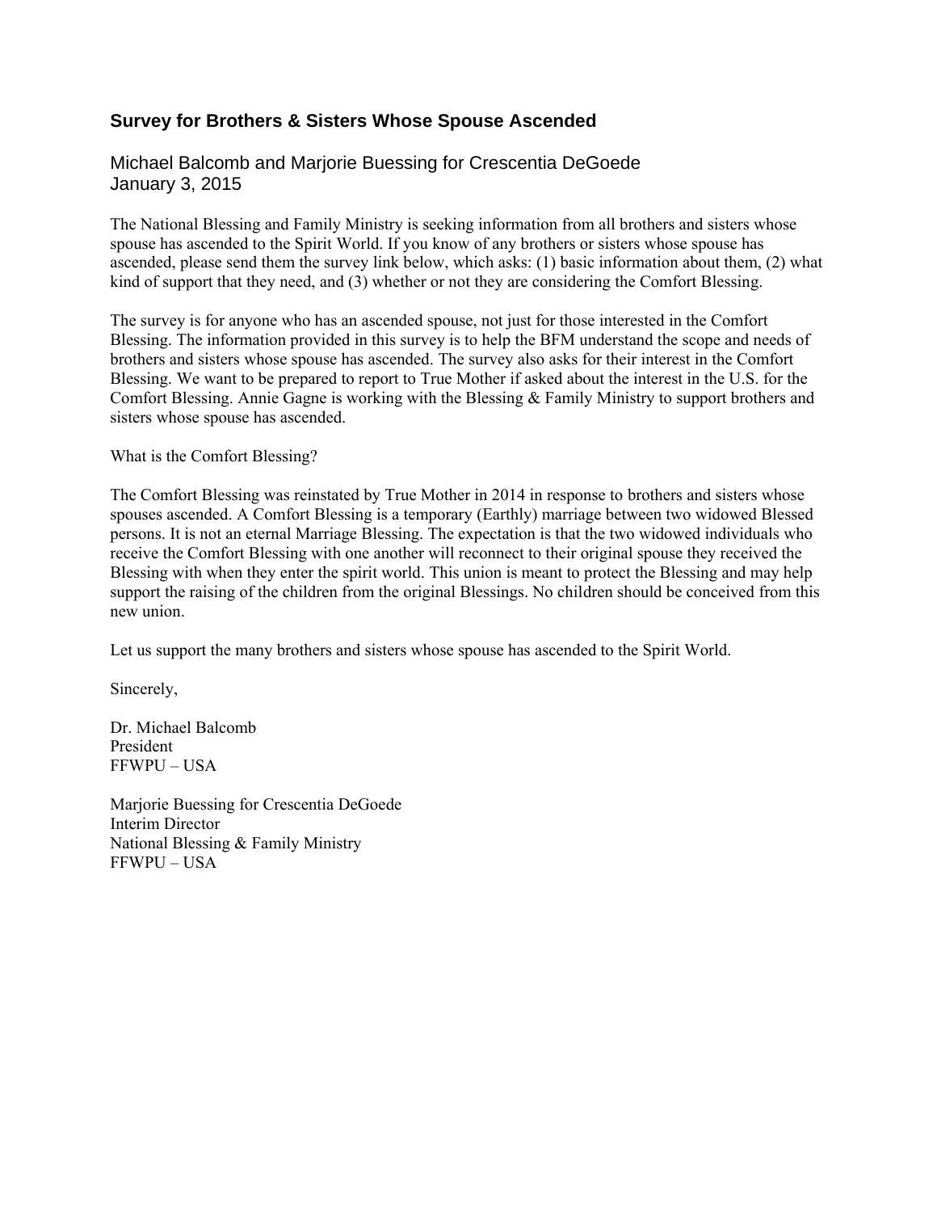## Survey for Brothers & Sisters Whose Spouse Ascended

Michael Balcomb and Marjorie Buessing for Crescentia DeGoede
January 3, 2015

The National Blessing and Family Ministry is seeking information from all brothers and sisters whose spouse has ascended to the Spirit World. If you know of any brothers or sisters whose spouse has ascended, please send them the survey link below, which asks: (1) basic information about them, (2) what kind of support that they need, and (3) whether or not they are considering the Comfort Blessing.

The survey is for anyone who has an ascended spouse, not just for those interested in the Comfort Blessing. The information provided in this survey is to help the BFM understand the scope and needs of brothers and sisters whose spouse has ascended. The survey also asks for their interest in the Comfort Blessing. We want to be prepared to report to True Mother if asked about the interest in the U.S. for the Comfort Blessing. Annie Gagne is working with the Blessing & Family Ministry to support brothers and sisters whose spouse has ascended.

What is the Comfort Blessing?

The Comfort Blessing was reinstated by True Mother in 2014 in response to brothers and sisters whose spouses ascended. A Comfort Blessing is a temporary (Earthly) marriage between two widowed Blessed persons. It is not an eternal Marriage Blessing. The expectation is that the two widowed individuals who receive the Comfort Blessing with one another will reconnect to their original spouse they received the Blessing with when they enter the spirit world. This union is meant to protect the Blessing and may help support the raising of the children from the original Blessings. No children should be conceived from this new union.

Let us support the many brothers and sisters whose spouse has ascended to the Spirit World.

Sincerely,

Dr. Michael Balcomb
President
FFWPU – USA

Marjorie Buessing for Crescentia DeGoede
Interim Director
National Blessing & Family Ministry
FFWPU – USA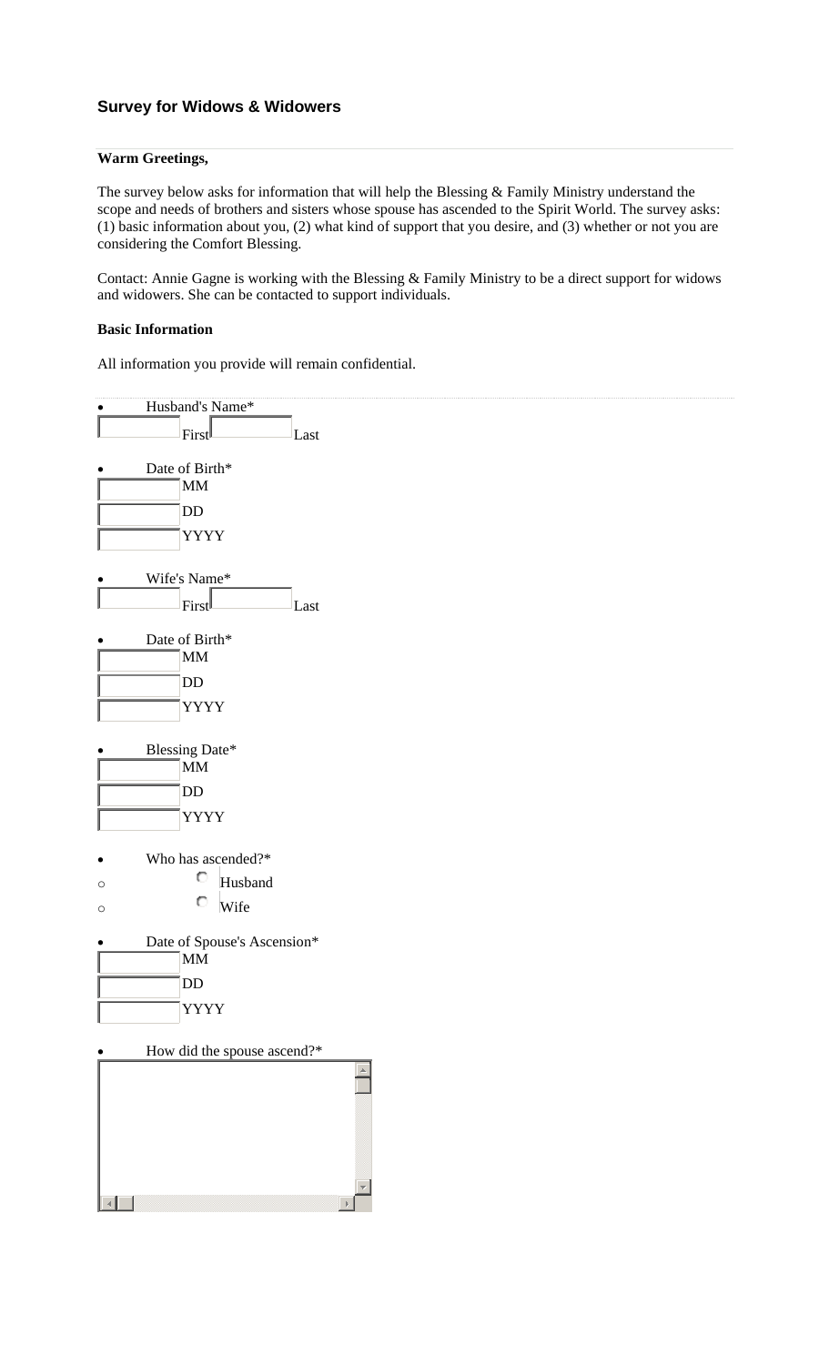## Survey for Widows & Widowers

---

**Warm Greetings,**

The survey below asks for information that will help the Blessing & Family Ministry understand the scope and needs of brothers and sisters whose spouse has ascended to the Spirit World. The survey asks: (1) basic information about you, (2) what kind of support that you desire, and (3) whether or not you are considering the Comfort Blessing.

Contact: Annie Gagne is working with the Blessing & Family Ministry to be a direct support for widows and widowers. She can be contacted to support individuals.

**Basic Information**

All information you provide will remain confidential.

---

- Husband's Name*
  First Last

- Date of Birth*
  MM
  DD
  YYYY

- Wife's Name*
  First Last

- Date of Birth*
  MM
  DD
  YYYY

- Blessing Date*
  MM
  DD
  YYYY

- Who has ascended?*
  - Husband
  - Wife

- Date of Spouse's Ascension*
  MM
  DD
  YYYY

- How did the spouse ascend?*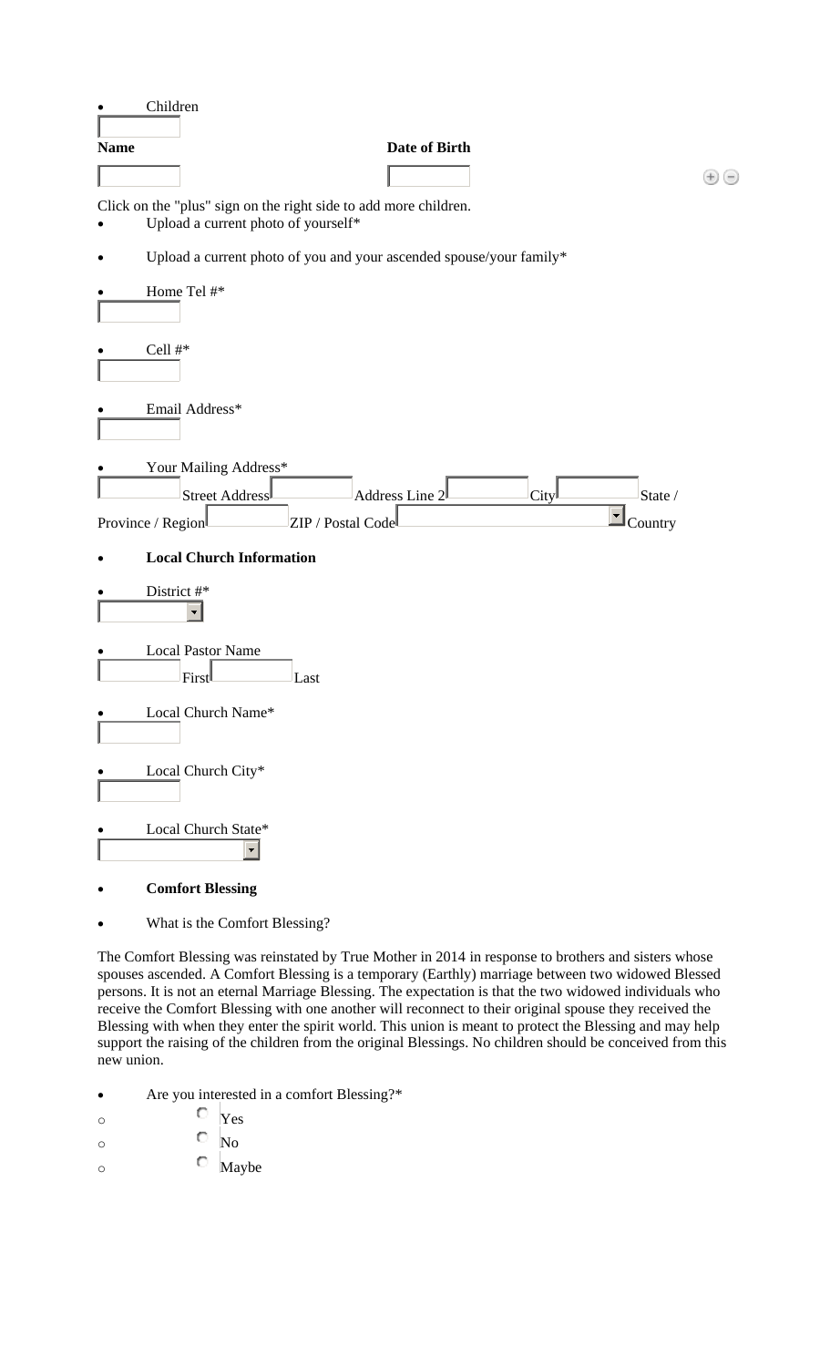- Children

| Name | Date of Birth |
| --- | --- |
| | |

Click on the "plus" sign on the right side to add more children.

- Upload a current photo of yourself*
- Upload a current photo of you and your ascended spouse/your family*
- Home Tel #*
- Cell #*
- Email Address*
- Your Mailing Address*

Street Address  Address Line 2  City  State / Province / Region  ZIP / Postal Code  Country

- **Local Church Information**
- District #*
- Local Pastor Name

First  Last

- Local Church Name*
- Local Church City*
- Local Church State*
- **Comfort Blessing**
- What is the Comfort Blessing?

The Comfort Blessing was reinstated by True Mother in 2014 in response to brothers and sisters whose spouses ascended. A Comfort Blessing is a temporary (Earthly) marriage between two widowed Blessed persons. It is not an eternal Marriage Blessing. The expectation is that the two widowed individuals who receive the Comfort Blessing with one another will reconnect to their original spouse they received the Blessing with when they enter the spirit world. This union is meant to protect the Blessing and may help support the raising of the children from the original Blessings. No children should be conceived from this new union.

- Are you interested in a comfort Blessing?*
  - Yes
  - No
  - Maybe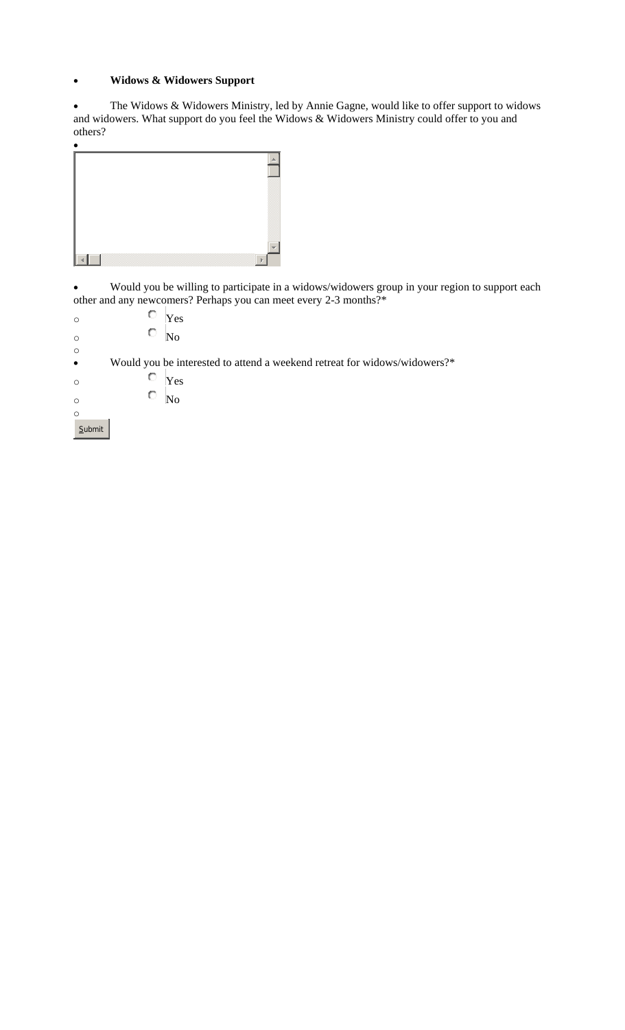- **Widows & Widowers Support**

- The Widows & Widowers Ministry, led by Annie Gagne, would like to offer support to widows and widowers. What support do you feel the Widows & Widowers Ministry could offer to you and others?

- Would you be willing to participate in a widows/widowers group in your region to support each other and any newcomers? Perhaps you can meet every 2-3 months?*
  - Yes
  - No

- Would you be interested to attend a weekend retreat for widows/widowers?*
  - Yes
  - No

Submit